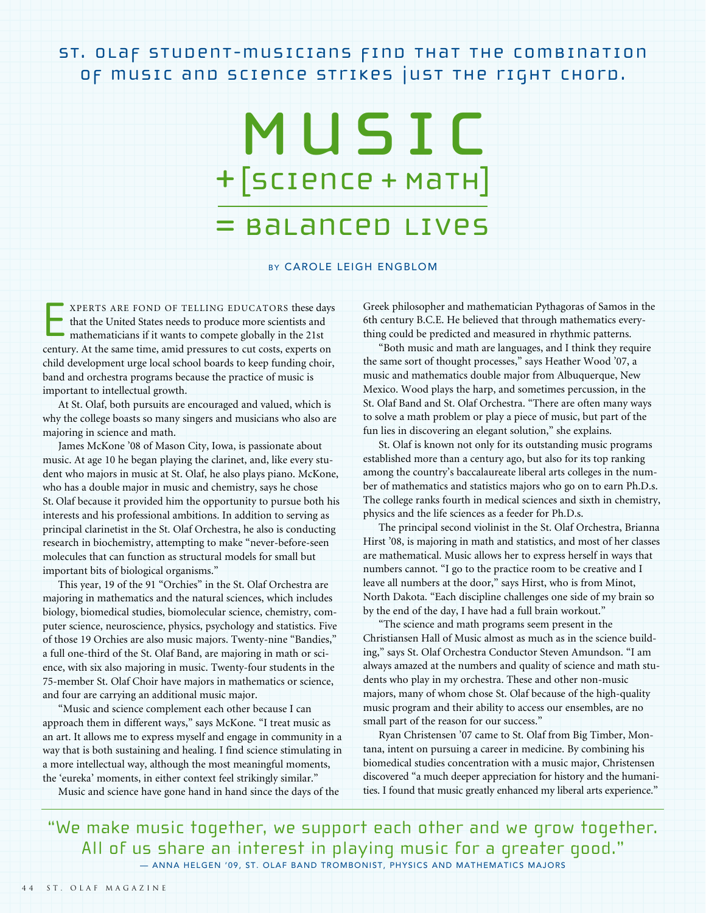St. Olaf student-musicians find that the combination of music and science strikes just the right chord.

# MUSIC + [SCIENCE + MATH] = BALANCED LIVES

BY CAROLE LEIGH ENGBLOM

EXPERTS ARE FOND OF TELLING EDUCATORS these days that the United States needs to produce more scientists and mathematicians if it wants to compete globally in the 21st century. At the same time, amid pressures to cut costs, experts on child development urge local school boards to keep funding choir, band and orchestra programs because the practice of music is important to intellectual growth.

At St. Olaf, both pursuits are encouraged and valued, which is why the college boasts so many singers and musicians who also are majoring in science and math.

James McKone '08 of Mason City, Iowa, is passionate about music. At age 10 he began playing the clarinet, and, like every student who majors in music at St. Olaf, he also plays piano. McKone, who has a double major in music and chemistry, says he chose St. Olaf because it provided him the opportunity to pursue both his interests and his professional ambitions. In addition to serving as principal clarinetist in the St. Olaf Orchestra, he also is conducting research in biochemistry, attempting to make "never-before-seen molecules that can function as structural models for small but important bits of biological organisms."

This year, 19 of the 91 "Orchies" in the St. Olaf Orchestra are majoring in mathematics and the natural sciences, which includes biology, biomedical studies, biomolecular science, chemistry, computer science, neuroscience, physics, psychology and statistics. Five of those 19 Orchies are also music majors. Twenty-nine "Bandies," a full one-third of the St. Olaf Band, are majoring in math or science, with six also majoring in music. Twenty-four students in the 75-member St. Olaf Choir have majors in mathematics or science, and four are carrying an additional music major.

"Music and science complement each other because I can approach them in different ways," says McKone. "I treat music as an art. It allows me to express myself and engage in community in a way that is both sustaining and healing. I find science stimulating in a more intellectual way, although the most meaningful moments, the 'eureka' moments, in either context feel strikingly similar."

Music and science have gone hand in hand since the days of the Greek philosopher and mathematician Pythagoras of Samos in the 6th century B.C.E. He believed that through mathematics everything could be predicted and measured in rhythmic patterns.

"Both music and math are languages, and I think they require the same sort of thought processes," says Heather Wood '07, a music and mathematics double major from Albuquerque, New Mexico. Wood plays the harp, and sometimes percussion, in the St. Olaf Band and St. Olaf Orchestra. "There are often many ways to solve a math problem or play a piece of music, but part of the fun lies in discovering an elegant solution," she explains.

St. Olaf is known not only for its outstanding music programs established more than a century ago, but also for its top ranking among the country's baccalaureate liberal arts colleges in the number of mathematics and statistics majors who go on to earn Ph.D.s. The college ranks fourth in medical sciences and sixth in chemistry, physics and the life sciences as a feeder for Ph.D.s.

The principal second violinist in the St. Olaf Orchestra, Brianna Hirst '08, is majoring in math and statistics, and most of her classes are mathematical. Music allows her to express herself in ways that numbers cannot. "I go to the practice room to be creative and I leave all numbers at the door," says Hirst, who is from Minot, North Dakota. "Each discipline challenges one side of my brain so by the end of the day, I have had a full brain workout."

"The science and math programs seem present in the Christiansen Hall of Music almost as much as in the science building," says St. Olaf Orchestra Conductor Steven Amundson. "I am always amazed at the numbers and quality of science and math students who play in my orchestra. These and other non-music majors, many of whom chose St. Olaf because of the high-quality music program and their ability to access our ensembles, are no small part of the reason for our success."

Ryan Christensen '07 came to St. Olaf from Big Timber, Montana, intent on pursuing a career in medicine. By combining his biomedical studies concentration with a music major, Christensen discovered "a much deeper appreciation for history and the humanities. I found that music greatly enhanced my liberal arts experience."

"We make music together, we support each other and we grow together. All of us share an interest in playing music for a greater good."
— ANNA HELGEN '09, ST. OLAF BAND TROMBONIST, PHYSICS AND MATHEMATICS MAJORS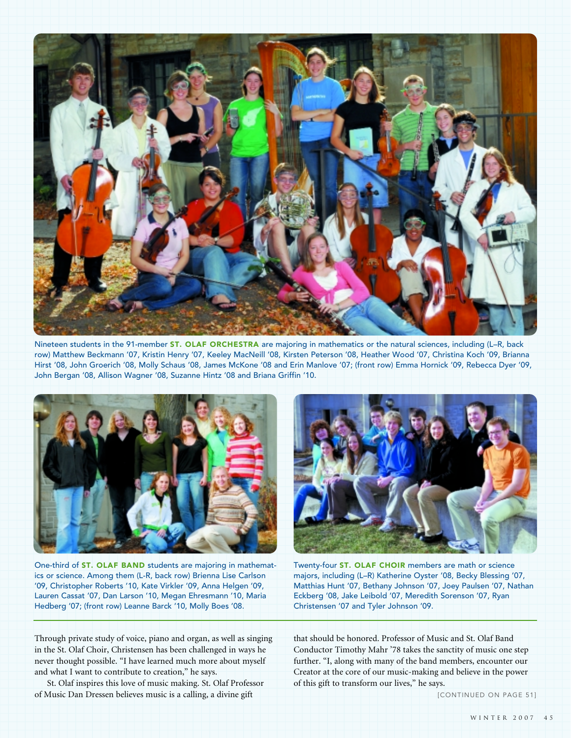Nineteen students in the 91-member **ST. OLAF ORCHESTRA** are majoring in mathematics or the natural sciences, including (L–R, back row) Matthew Beckmann '07, Kristin Henry '07, Keeley MacNeill '08, Kirsten Peterson '08, Heather Wood '07, Christina Koch '09, Brianna Hirst '08, John Groerich '08, Molly Schaus '08, James McKone '08 and Erin Manlove '07; (front row) Emma Hornick '09, Rebecca Dyer '09, John Bergan '08, Allison Wagner '08, Suzanne Hintz '08 and Briana Griffin '10.

One-third of **ST. OLAF BAND** students are majoring in mathematics or science. Among them (L-R, back row) Brienna Lise Carlson '09, Christopher Roberts '10, Kate Virkler '09, Anna Helgen '09, Lauren Cassat '07, Dan Larson '10, Megan Ehresmann '10, Maria Hedberg '07; (front row) Leanne Barck '10, Molly Boes '08.

Twenty-four **ST. OLAF CHOIR** members are math or science majors, including (L–R) Katherine Oyster '08, Becky Blessing '07, Matthias Hunt '07, Bethany Johnson '07, Joey Paulsen '07, Nathan Eckberg '08, Jake Leibold '07, Meredith Sorenson '07, Ryan Christensen '07 and Tyler Johnson '09.

Through private study of voice, piano and organ, as well as singing in the St. Olaf Choir, Christensen has been challenged in ways he never thought possible. "I have learned much more about myself and what I want to contribute to creation," he says.

St. Olaf inspires this love of music making. St. Olaf Professor of Music Dan Dressen believes music is a calling, a divine gift that should be honored. Professor of Music and St. Olaf Band Conductor Timothy Mahr '78 takes the sanctity of music one step further. "I, along with many of the band members, encounter our Creator at the core of our music-making and believe in the power of this gift to transform our lives," he says.

[CONTINUED ON PAGE 51]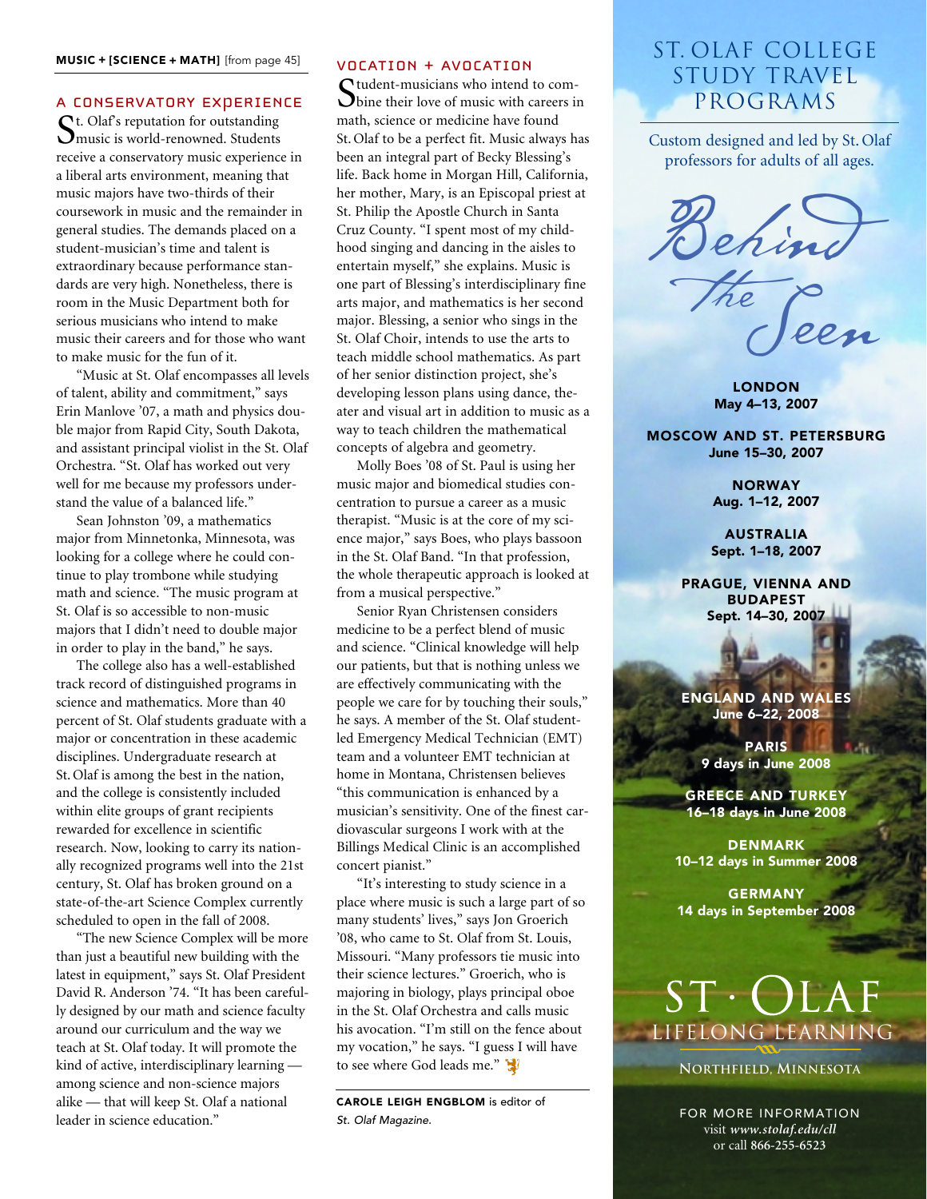**MUSIC + [SCIENCE + MATH]** [from page 45]

## A CONSERVATORY EXPERIENCE

St. Olaf's reputation for outstanding music is world-renowned. Students receive a conservatory music experience in a liberal arts environment, meaning that music majors have two-thirds of their coursework in music and the remainder in general studies. The demands placed on a student-musician's time and talent is extraordinary because performance standards are very high. Nonetheless, there is room in the Music Department both for serious musicians who intend to make music their careers and for those who want to make music for the fun of it.

"Music at St. Olaf encompasses all levels of talent, ability and commitment," says Erin Manlove '07, a math and physics double major from Rapid City, South Dakota, and assistant principal violist in the St. Olaf Orchestra. "St. Olaf has worked out very well for me because my professors understand the value of a balanced life."

Sean Johnston '09, a mathematics major from Minnetonka, Minnesota, was looking for a college where he could continue to play trombone while studying math and science. "The music program at St. Olaf is so accessible to non-music majors that I didn't need to double major in order to play in the band," he says.

The college also has a well-established track record of distinguished programs in science and mathematics. More than 40 percent of St. Olaf students graduate with a major or concentration in these academic disciplines. Undergraduate research at St. Olaf is among the best in the nation, and the college is consistently included within elite groups of grant recipients rewarded for excellence in scientific research. Now, looking to carry its nationally recognized programs well into the 21st century, St. Olaf has broken ground on a state-of-the-art Science Complex currently scheduled to open in the fall of 2008.

"The new Science Complex will be more than just a beautiful new building with the latest in equipment," says St. Olaf President David R. Anderson '74. "It has been carefully designed by our math and science faculty around our curriculum and the way we teach at St. Olaf today. It will promote the kind of active, interdisciplinary learning — among science and non-science majors alike — that will keep St. Olaf a national leader in science education."

## VOCATION + AVOCATION

Student-musicians who intend to combine their love of music with careers in math, science or medicine have found St. Olaf to be a perfect fit. Music always has been an integral part of Becky Blessing's life. Back home in Morgan Hill, California, her mother, Mary, is an Episcopal priest at St. Philip the Apostle Church in Santa Cruz County. "I spent most of my childhood singing and dancing in the aisles to entertain myself," she explains. Music is one part of Blessing's interdisciplinary fine arts major, and mathematics is her second major. Blessing, a senior who sings in the St. Olaf Choir, intends to use the arts to teach middle school mathematics. As part of her senior distinction project, she's developing lesson plans using dance, theater and visual art in addition to music as a way to teach children the mathematical concepts of algebra and geometry.

Molly Boes '08 of St. Paul is using her music major and biomedical studies concentration to pursue a career as a music therapist. "Music is at the core of my science major," says Boes, who plays bassoon in the St. Olaf Band. "In that profession, the whole therapeutic approach is looked at from a musical perspective."

Senior Ryan Christensen considers medicine to be a perfect blend of music and science. "Clinical knowledge will help our patients, but that is nothing unless we are effectively communicating with the people we care for by touching their souls," he says. A member of the St. Olaf student-led Emergency Medical Technician (EMT) team and a volunteer EMT technician at home in Montana, Christensen believes "this communication is enhanced by a musician's sensitivity. One of the finest cardiovascular surgeons I work with at the Billings Medical Clinic is an accomplished concert pianist."

"It's interesting to study science in a place where music is such a large part of so many students' lives," says Jon Groerich '08, who came to St. Olaf from St. Louis, Missouri. "Many professors tie music into their science lectures." Groerich, who is majoring in biology, plays principal oboe in the St. Olaf Orchestra and calls music his avocation. "I'm still on the fence about my vocation," he says. "I guess I will have to see where God leads me."

**CAROLE LEIGH ENGBLOM** is editor of *St. Olaf Magazine.*

# ST. OLAF COLLEGE STUDY TRAVEL PROGRAMS

Custom designed and led by St. Olaf professors for adults of all ages.

*Behind the Seen*

**LONDON**
**May 4–13, 2007**

**MOSCOW AND ST. PETERSBURG**
**June 15–30, 2007**

**NORWAY**
**Aug. 1–12, 2007**

**AUSTRALIA**
**Sept. 1–18, 2007**

**PRAGUE, VIENNA AND BUDAPEST**
**Sept. 14–30, 2007**

**ENGLAND AND WALES**
**June 6–22, 2008**

**PARIS**
**9 days in June 2008**

**GREECE AND TURKEY**
**16–18 days in June 2008**

**DENMARK**
**10–12 days in Summer 2008**

**GERMANY**
**14 days in September 2008**

ST · OLAF
LIFELONG LEARNING
NORTHFIELD, MINNESOTA

FOR MORE INFORMATION
visit *www.stolaf.edu/cll*
or call **866-255-6523**